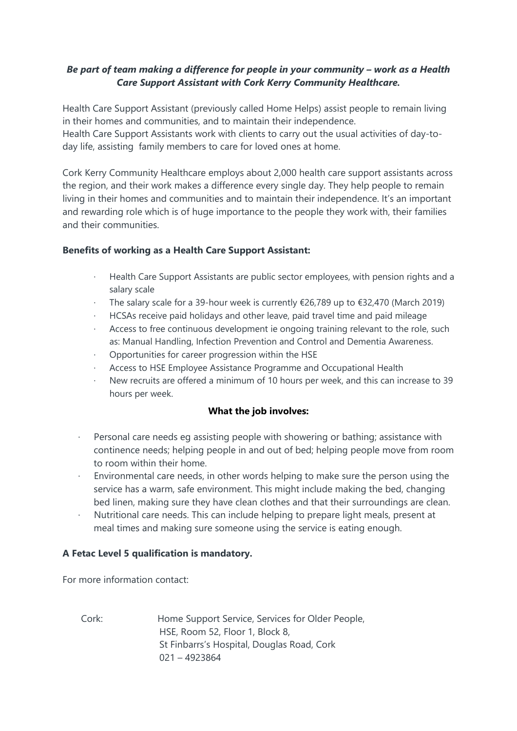***Be part of team making a difference for people in your community – work as a Health Care Support Assistant with Cork Kerry Community Healthcare.***

Health Care Support Assistant (previously called Home Helps) assist people to remain living in their homes and communities, and to maintain their independence.
Health Care Support Assistants work with clients to carry out the usual activities of day-to-day life, assisting family members to care for loved ones at home.

Cork Kerry Community Healthcare employs about 2,000 health care support assistants across the region, and their work makes a difference every single day. They help people to remain living in their homes and communities and to maintain their independence. It's an important and rewarding role which is of huge importance to the people they work with, their families and their communities.

**Benefits of working as a Health Care Support Assistant:**

- Health Care Support Assistants are public sector employees, with pension rights and a salary scale
- The salary scale for a 39-hour week is currently €26,789 up to €32,470 (March 2019)
- HCSAs receive paid holidays and other leave, paid travel time and paid mileage
- Access to free continuous development ie ongoing training relevant to the role, such as: Manual Handling, Infection Prevention and Control and Dementia Awareness.
- Opportunities for career progression within the HSE
- Access to HSE Employee Assistance Programme and Occupational Health
- New recruits are offered a minimum of 10 hours per week, and this can increase to 39 hours per week.

**What the job involves:**

- Personal care needs eg assisting people with showering or bathing; assistance with continence needs; helping people in and out of bed; helping people move from room to room within their home.
- Environmental care needs, in other words helping to make sure the person using the service has a warm, safe environment. This might include making the bed, changing bed linen, making sure they have clean clothes and that their surroundings are clean.
- Nutritional care needs. This can include helping to prepare light meals, present at meal times and making sure someone using the service is eating enough.

**A Fetac Level 5 qualification is mandatory.**

For more information contact:

Cork: Home Support Service, Services for Older People,
HSE, Room 52, Floor 1, Block 8,
St Finbarrs's Hospital, Douglas Road, Cork
021 – 4923864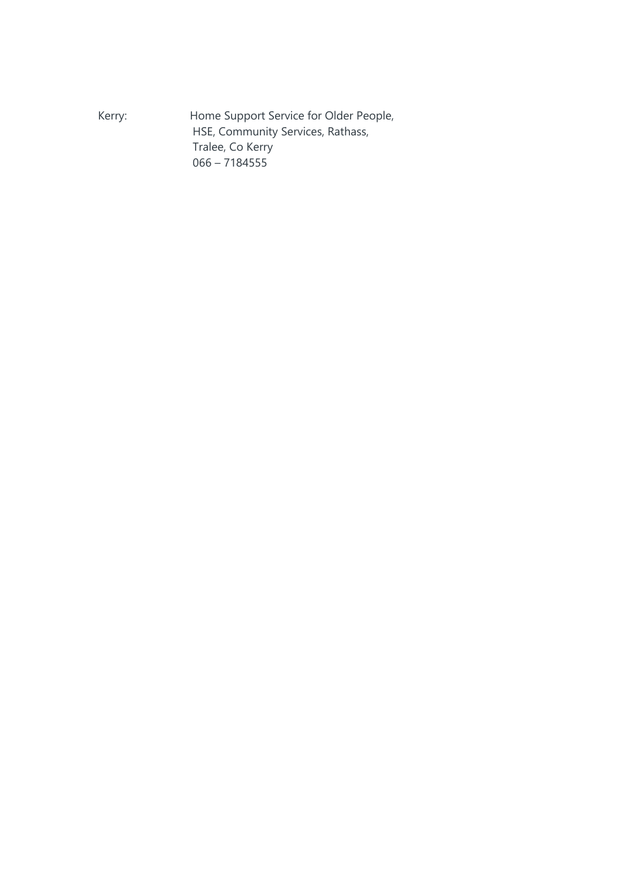Kerry: Home Support Service for Older People,
HSE, Community Services, Rathass,
Tralee, Co Kerry
066 – 7184555